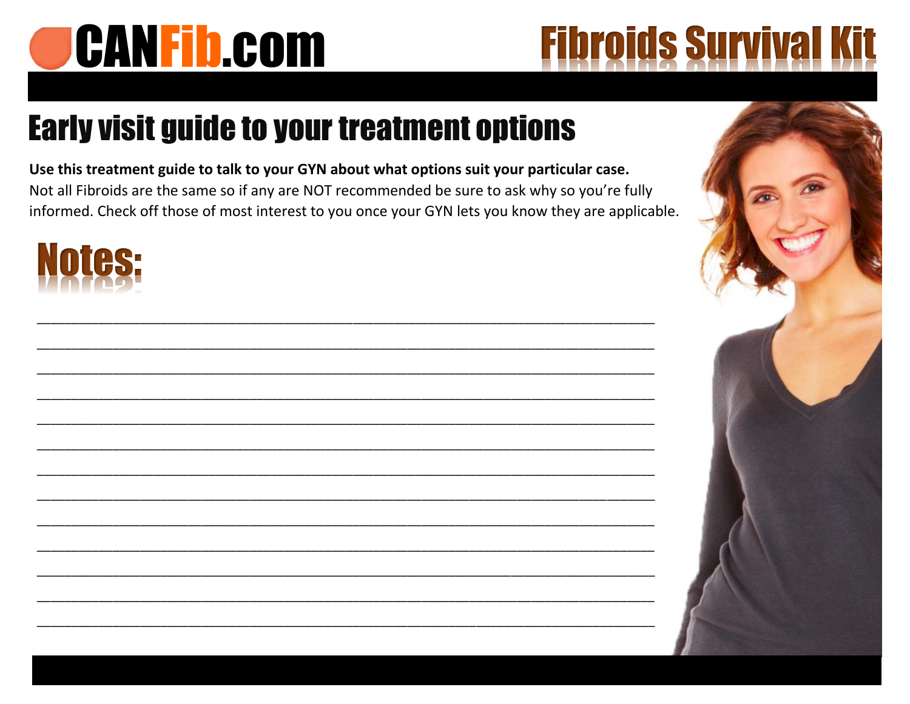# CANFib.com

# Fibroids Survival Kit

## Early visit guide to your treatment options

**Use this treatment guide to talk to your GYN about what options suit your particular case.** Not all Fibroids are the same so if any are NOT recommended be sure to ask why so you're fully informed. Check off those of most interest to you once your GYN lets you know they are applicable.

## Notes:

\_\_\_\_\_\_\_\_\_\_\_\_\_\_\_\_\_\_\_\_\_\_\_\_\_\_\_\_\_\_\_\_\_\_\_\_\_\_\_\_\_\_\_\_\_\_\_\_\_\_\_\_\_\_\_\_\_\_\_\_\_\_\_\_\_\_\_\_\_\_

\_\_\_\_\_\_\_\_\_\_\_\_\_\_\_\_\_\_\_\_\_\_\_\_\_\_\_\_\_\_\_\_\_\_\_\_\_\_\_\_\_\_\_\_\_\_\_\_\_\_\_\_\_\_\_\_\_\_\_\_\_\_\_\_\_\_\_\_\_\_

\_\_\_\_\_\_\_\_\_\_\_\_\_\_\_\_\_\_\_\_\_\_\_\_\_\_\_\_\_\_\_\_\_\_\_\_\_\_\_\_\_\_\_\_\_\_\_\_\_\_\_\_\_\_\_\_\_\_\_\_\_\_\_\_\_\_\_\_\_\_

\_\_\_\_\_\_\_\_\_\_\_\_\_\_\_\_\_\_\_\_\_\_\_\_\_\_\_\_\_\_\_\_\_\_\_\_\_\_\_\_\_\_\_\_\_\_\_\_\_\_\_\_\_\_\_\_\_\_\_\_\_\_\_\_\_\_\_\_\_\_

\_\_\_\_\_\_\_\_\_\_\_\_\_\_\_\_\_\_\_\_\_\_\_\_\_\_\_\_\_\_\_\_\_\_\_\_\_\_\_\_\_\_\_\_\_\_\_\_\_\_\_\_\_\_\_\_\_\_\_\_\_\_\_\_\_\_\_\_\_\_

\_\_\_\_\_\_\_\_\_\_\_\_\_\_\_\_\_\_\_\_\_\_\_\_\_\_\_\_\_\_\_\_\_\_\_\_\_\_\_\_\_\_\_\_\_\_\_\_\_\_\_\_\_\_\_\_\_\_\_\_\_\_\_\_\_\_\_\_\_\_

\_\_\_\_\_\_\_\_\_\_\_\_\_\_\_\_\_\_\_\_\_\_\_\_\_\_\_\_\_\_\_\_\_\_\_\_\_\_\_\_\_\_\_\_\_\_\_\_\_\_\_\_\_\_\_\_\_\_\_\_\_\_\_\_\_\_\_\_\_\_

\_\_\_\_\_\_\_\_\_\_\_\_\_\_\_\_\_\_\_\_\_\_\_\_\_\_\_\_\_\_\_\_\_\_\_\_\_\_\_\_\_\_\_\_\_\_\_\_\_\_\_\_\_\_\_\_\_\_\_\_\_\_\_\_\_\_\_\_\_\_

\_\_\_\_\_\_\_\_\_\_\_\_\_\_\_\_\_\_\_\_\_\_\_\_\_\_\_\_\_\_\_\_\_\_\_\_\_\_\_\_\_\_\_\_\_\_\_\_\_\_\_\_\_\_\_\_\_\_\_\_\_\_\_\_\_\_\_\_\_\_

\_\_\_\_\_\_\_\_\_\_\_\_\_\_\_\_\_\_\_\_\_\_\_\_\_\_\_\_\_\_\_\_\_\_\_\_\_\_\_\_\_\_\_\_\_\_\_\_\_\_\_\_\_\_\_\_\_\_\_\_\_\_\_\_\_\_\_\_\_\_

\_\_\_\_\_\_\_\_\_\_\_\_\_\_\_\_\_\_\_\_\_\_\_\_\_\_\_\_\_\_\_\_\_\_\_\_\_\_\_\_\_\_\_\_\_\_\_\_\_\_\_\_\_\_\_\_\_\_\_\_\_\_\_\_\_\_\_\_\_\_

\_\_\_\_\_\_\_\_\_\_\_\_\_\_\_\_\_\_\_\_\_\_\_\_\_\_\_\_\_\_\_\_\_\_\_\_\_\_\_\_\_\_\_\_\_\_\_\_\_\_\_\_\_\_\_\_\_\_\_\_\_\_\_\_\_\_\_\_\_\_

\_\_\_\_\_\_\_\_\_\_\_\_\_\_\_\_\_\_\_\_\_\_\_\_\_\_\_\_\_\_\_\_\_\_\_\_\_\_\_\_\_\_\_\_\_\_\_\_\_\_\_\_\_\_\_\_\_\_\_\_\_\_\_\_\_\_\_\_\_\_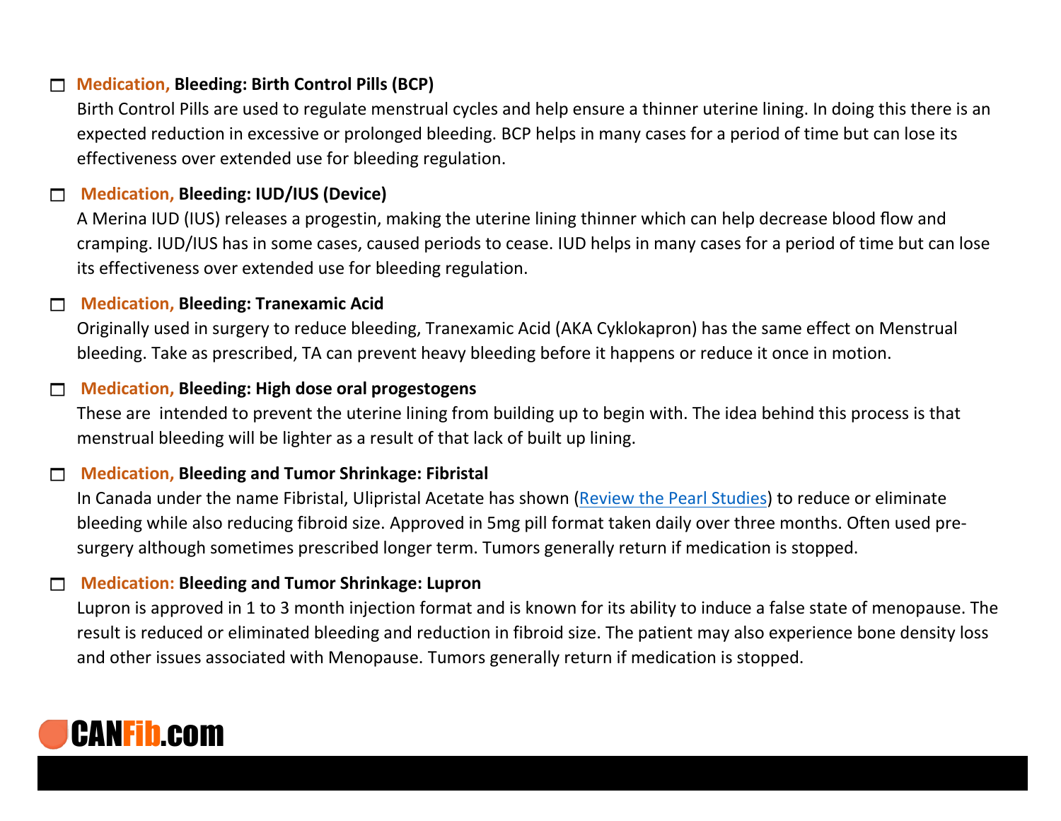- [ ] **Medication, Bleeding: Birth Control Pills (BCP)**
  Birth Control Pills are used to regulate menstrual cycles and help ensure a thinner uterine lining. In doing this there is an expected reduction in excessive or prolonged bleeding. BCP helps in many cases for a period of time but can lose its effectiveness over extended use for bleeding regulation.

- [ ] **Medication, Bleeding: IUD/IUS (Device)**
  A Merina IUD (IUS) releases a progestin, making the uterine lining thinner which can help decrease blood flow and cramping. IUD/IUS has in some cases, caused periods to cease. IUD helps in many cases for a period of time but can lose its effectiveness over extended use for bleeding regulation.

- [ ] **Medication, Bleeding: Tranexamic Acid**
  Originally used in surgery to reduce bleeding, Tranexamic Acid (AKA Cyklokapron) has the same effect on Menstrual bleeding. Take as prescribed, TA can prevent heavy bleeding before it happens or reduce it once in motion.

- [ ] **Medication, Bleeding: High dose oral progestogens**
  These are intended to prevent the uterine lining from building up to begin with. The idea behind this process is that menstrual bleeding will be lighter as a result of that lack of built up lining.

- [ ] **Medication, Bleeding and Tumor Shrinkage: Fibristal**
  In Canada under the name Fibristal, Ulipristal Acetate has shown (Review the Pearl Studies) to reduce or eliminate bleeding while also reducing fibroid size. Approved in 5mg pill format taken daily over three months. Often used pre-surgery although sometimes prescribed longer term. Tumors generally return if medication is stopped.

- [ ] **Medication: Bleeding and Tumor Shrinkage: Lupron**
  Lupron is approved in 1 to 3 month injection format and is known for its ability to induce a false state of menopause. The result is reduced or eliminated bleeding and reduction in fibroid size. The patient may also experience bone density loss and other issues associated with Menopause. Tumors generally return if medication is stopped.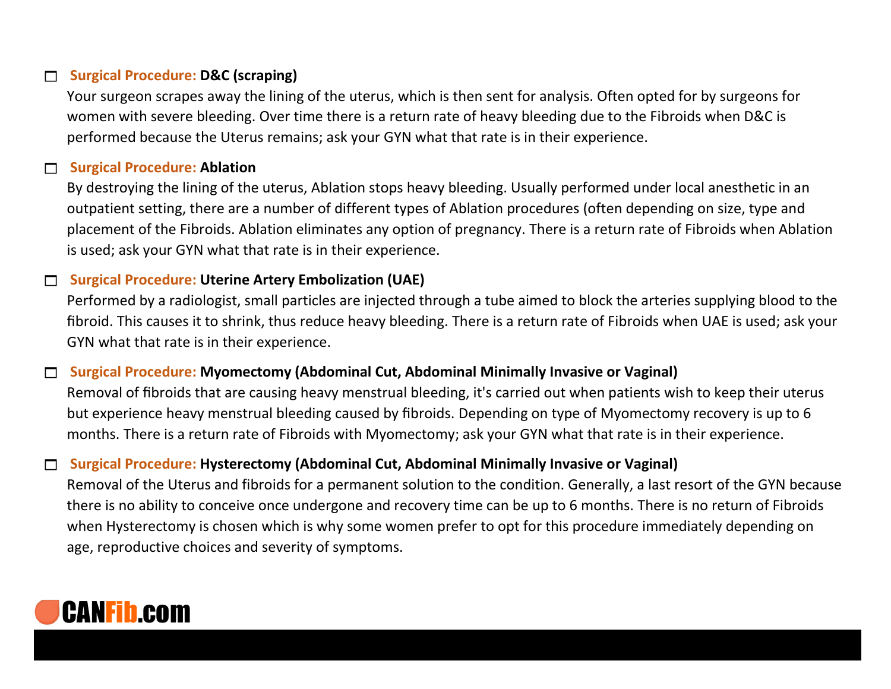- [ ] **Surgical Procedure: D&C (scraping)**

  Your surgeon scrapes away the lining of the uterus, which is then sent for analysis. Often opted for by surgeons for women with severe bleeding. Over time there is a return rate of heavy bleeding due to the Fibroids when D&C is performed because the Uterus remains; ask your GYN what that rate is in their experience.

- [ ] **Surgical Procedure: Ablation**

  By destroying the lining of the uterus, Ablation stops heavy bleeding. Usually performed under local anesthetic in an outpatient setting, there are a number of different types of Ablation procedures (often depending on size, type and placement of the Fibroids. Ablation eliminates any option of pregnancy. There is a return rate of Fibroids when Ablation is used; ask your GYN what that rate is in their experience.

- [ ] **Surgical Procedure: Uterine Artery Embolization (UAE)**

  Performed by a radiologist, small particles are injected through a tube aimed to block the arteries supplying blood to the fibroid. This causes it to shrink, thus reduce heavy bleeding. There is a return rate of Fibroids when UAE is used; ask your GYN what that rate is in their experience.

- [ ] **Surgical Procedure: Myomectomy (Abdominal Cut, Abdominal Minimally Invasive or Vaginal)**

  Removal of fibroids that are causing heavy menstrual bleeding, it's carried out when patients wish to keep their uterus but experience heavy menstrual bleeding caused by fibroids. Depending on type of Myomectomy recovery is up to 6 months. There is a return rate of Fibroids with Myomectomy; ask your GYN what that rate is in their experience.

- [ ] **Surgical Procedure: Hysterectomy (Abdominal Cut, Abdominal Minimally Invasive or Vaginal)**

  Removal of the Uterus and fibroids for a permanent solution to the condition. Generally, a last resort of the GYN because there is no ability to conceive once undergone and recovery time can be up to 6 months. There is no return of Fibroids when Hysterectomy is chosen which is why some women prefer to opt for this procedure immediately depending on age, reproductive choices and severity of symptoms.

CANFib.com